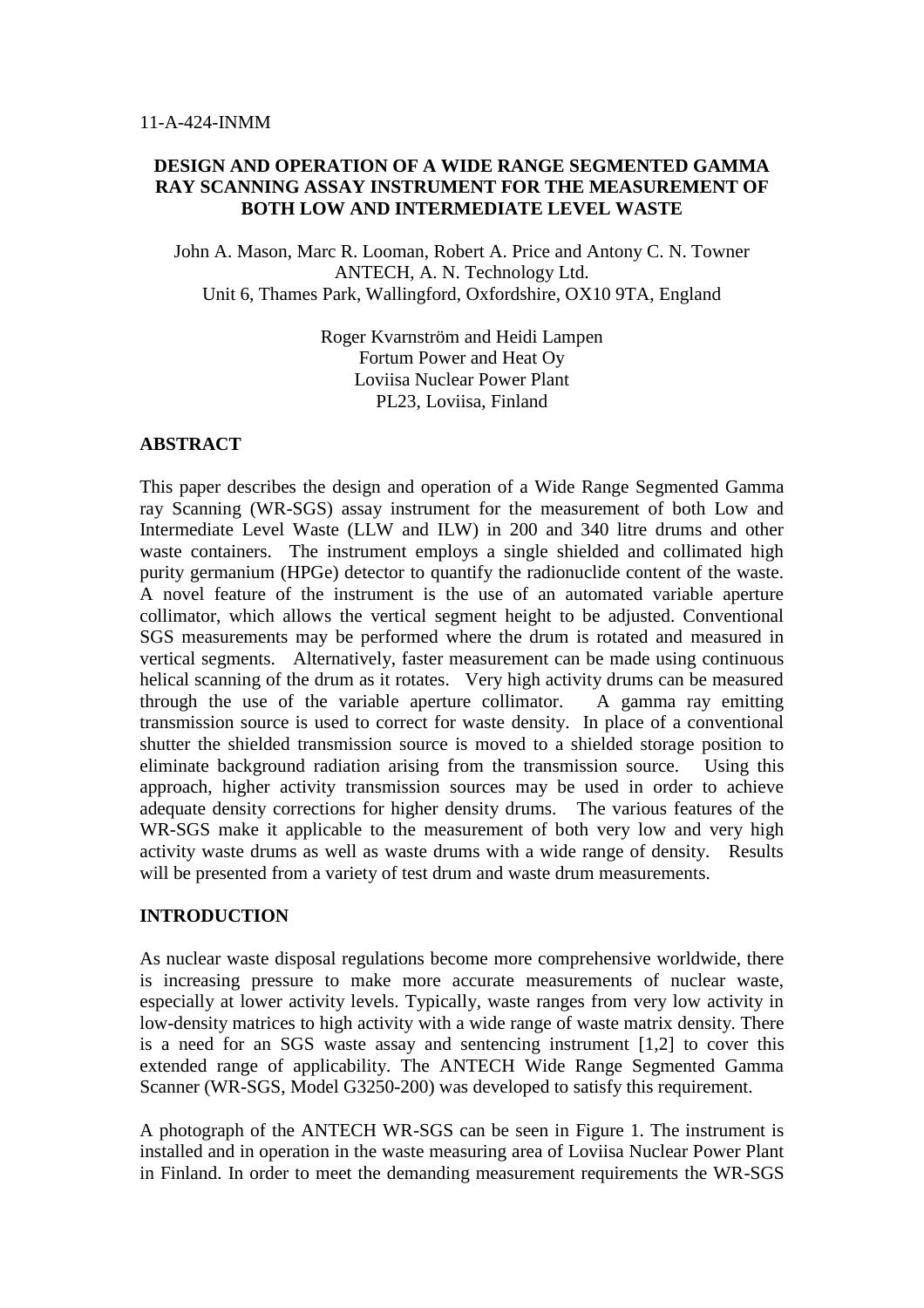11-A-424-INMM

# DESIGN AND OPERATION OF A WIDE RANGE SEGMENTED GAMMA RAY SCANNING ASSAY INSTRUMENT FOR THE MEASUREMENT OF BOTH LOW AND INTERMEDIATE LEVEL WASTE

John A. Mason, Marc R. Looman, Robert A. Price and Antony C. N. Towner
ANTECH, A. N. Technology Ltd.
Unit 6, Thames Park, Wallingford, Oxfordshire, OX10 9TA, England

Roger Kvarnström and Heidi Lampen
Fortum Power and Heat Oy
Loviisa Nuclear Power Plant
PL23, Loviisa, Finland

## ABSTRACT

This paper describes the design and operation of a Wide Range Segmented Gamma ray Scanning (WR-SGS) assay instrument for the measurement of both Low and Intermediate Level Waste (LLW and ILW) in 200 and 340 litre drums and other waste containers. The instrument employs a single shielded and collimated high purity germanium (HPGe) detector to quantify the radionuclide content of the waste. A novel feature of the instrument is the use of an automated variable aperture collimator, which allows the vertical segment height to be adjusted. Conventional SGS measurements may be performed where the drum is rotated and measured in vertical segments. Alternatively, faster measurement can be made using continuous helical scanning of the drum as it rotates. Very high activity drums can be measured through the use of the variable aperture collimator. A gamma ray emitting transmission source is used to correct for waste density. In place of a conventional shutter the shielded transmission source is moved to a shielded storage position to eliminate background radiation arising from the transmission source. Using this approach, higher activity transmission sources may be used in order to achieve adequate density corrections for higher density drums. The various features of the WR-SGS make it applicable to the measurement of both very low and very high activity waste drums as well as waste drums with a wide range of density. Results will be presented from a variety of test drum and waste drum measurements.

## INTRODUCTION

As nuclear waste disposal regulations become more comprehensive worldwide, there is increasing pressure to make more accurate measurements of nuclear waste, especially at lower activity levels. Typically, waste ranges from very low activity in low-density matrices to high activity with a wide range of waste matrix density. There is a need for an SGS waste assay and sentencing instrument [1,2] to cover this extended range of applicability. The ANTECH Wide Range Segmented Gamma Scanner (WR-SGS, Model G3250-200) was developed to satisfy this requirement.

A photograph of the ANTECH WR-SGS can be seen in Figure 1. The instrument is installed and in operation in the waste measuring area of Loviisa Nuclear Power Plant in Finland. In order to meet the demanding measurement requirements the WR-SGS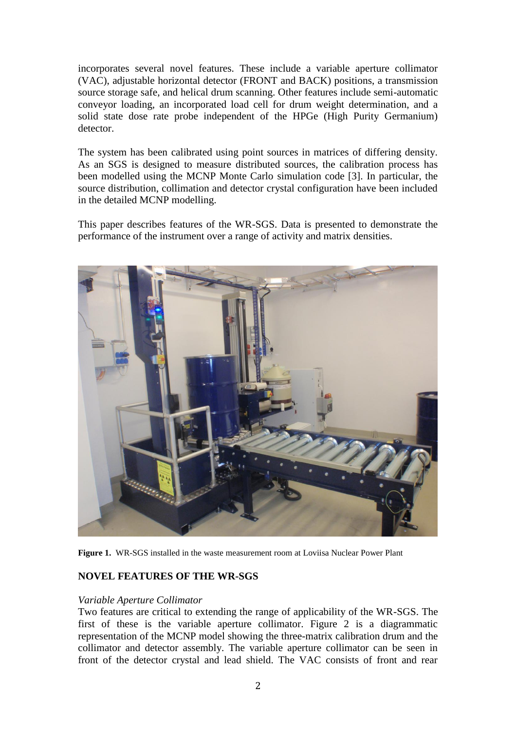incorporates several novel features. These include a variable aperture collimator (VAC), adjustable horizontal detector (FRONT and BACK) positions, a transmission source storage safe, and helical drum scanning. Other features include semi-automatic conveyor loading, an incorporated load cell for drum weight determination, and a solid state dose rate probe independent of the HPGe (High Purity Germanium) detector.

The system has been calibrated using point sources in matrices of differing density. As an SGS is designed to measure distributed sources, the calibration process has been modelled using the MCNP Monte Carlo simulation code [3]. In particular, the source distribution, collimation and detector crystal configuration have been included in the detailed MCNP modelling.

This paper describes features of the WR-SGS. Data is presented to demonstrate the performance of the instrument over a range of activity and matrix densities.

**Figure 1.** WR-SGS installed in the waste measurement room at Loviisa Nuclear Power Plant

## NOVEL FEATURES OF THE WR-SGS

### *Variable Aperture Collimator*

Two features are critical to extending the range of applicability of the WR-SGS. The first of these is the variable aperture collimator. Figure 2 is a diagrammatic representation of the MCNP model showing the three-matrix calibration drum and the collimator and detector assembly. The variable aperture collimator can be seen in front of the detector crystal and lead shield. The VAC consists of front and rear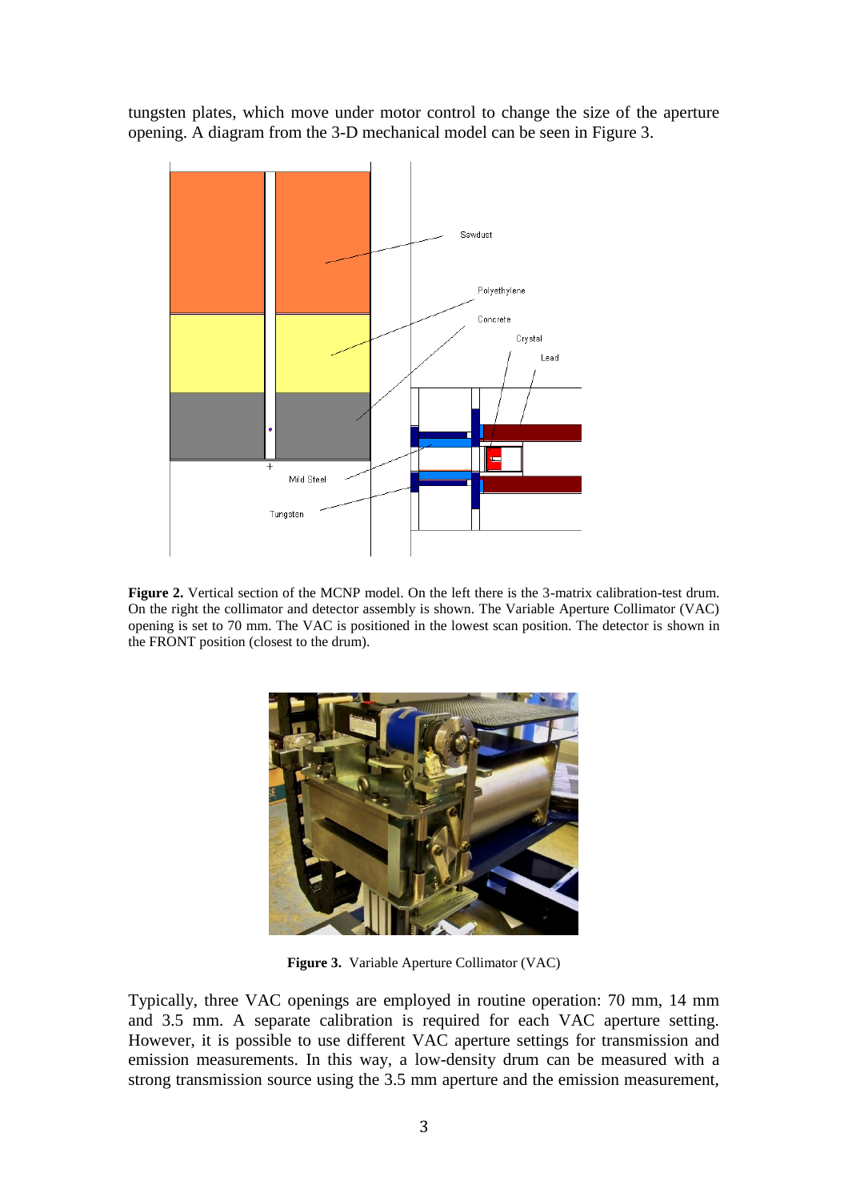tungsten plates, which move under motor control to change the size of the aperture opening. A diagram from the 3-D mechanical model can be seen in Figure 3.

Sawdust

Polyethylene

Concrete

Crystal

Lead

Mild Steel

Tungsten

**Figure 2.** Vertical section of the MCNP model. On the left there is the 3-matrix calibration-test drum. On the right the collimator and detector assembly is shown. The Variable Aperture Collimator (VAC) opening is set to 70 mm. The VAC is positioned in the lowest scan position. The detector is shown in the FRONT position (closest to the drum).

**Figure 3.** Variable Aperture Collimator (VAC)

Typically, three VAC openings are employed in routine operation: 70 mm, 14 mm and 3.5 mm. A separate calibration is required for each VAC aperture setting. However, it is possible to use different VAC aperture settings for transmission and emission measurements. In this way, a low-density drum can be measured with a strong transmission source using the 3.5 mm aperture and the emission measurement,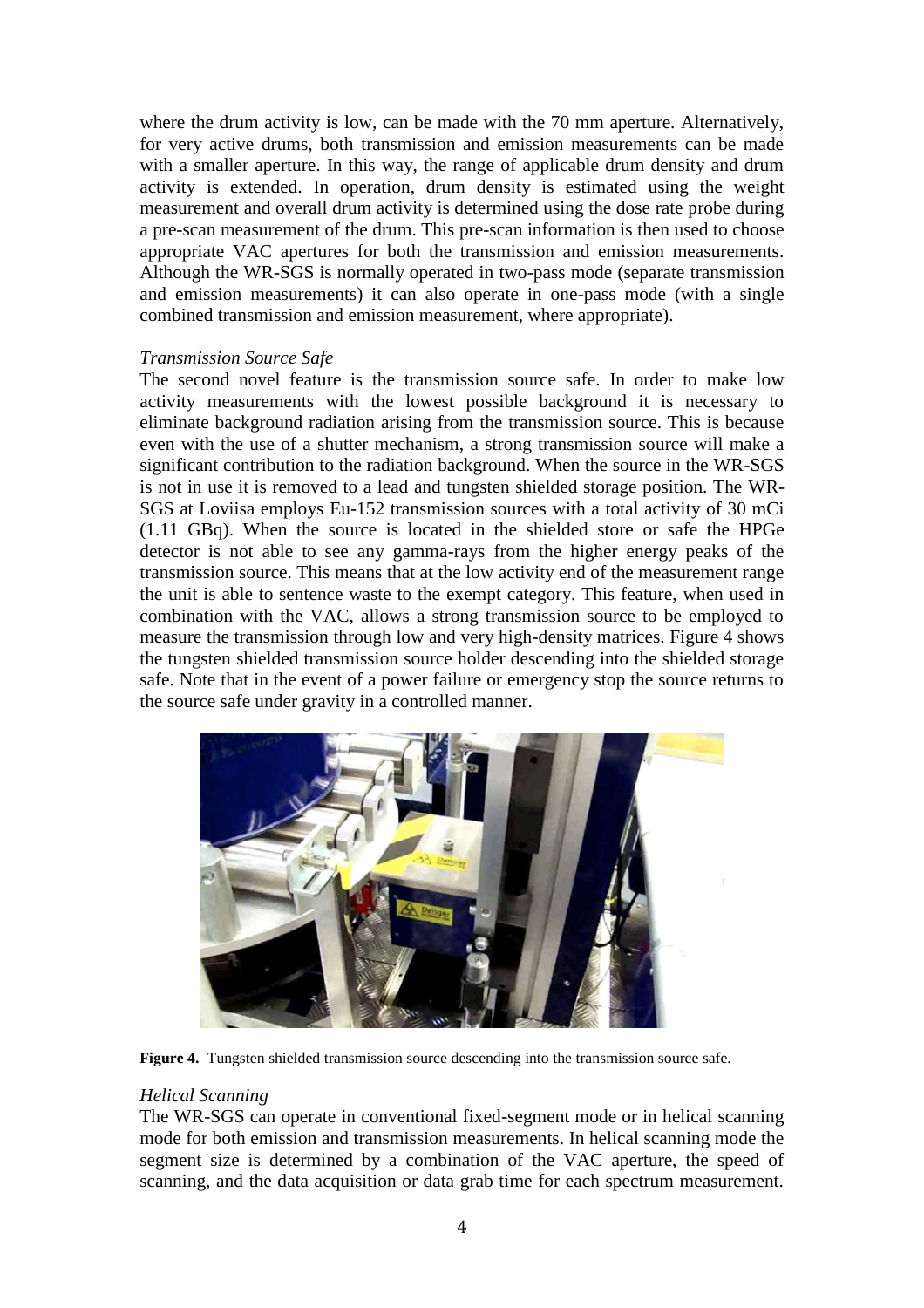where the drum activity is low, can be made with the 70 mm aperture. Alternatively, for very active drums, both transmission and emission measurements can be made with a smaller aperture. In this way, the range of applicable drum density and drum activity is extended. In operation, drum density is estimated using the weight measurement and overall drum activity is determined using the dose rate probe during a pre-scan measurement of the drum. This pre-scan information is then used to choose appropriate VAC apertures for both the transmission and emission measurements. Although the WR-SGS is normally operated in two-pass mode (separate transmission and emission measurements) it can also operate in one-pass mode (with a single combined transmission and emission measurement, where appropriate).

*Transmission Source Safe*

The second novel feature is the transmission source safe. In order to make low activity measurements with the lowest possible background it is necessary to eliminate background radiation arising from the transmission source. This is because even with the use of a shutter mechanism, a strong transmission source will make a significant contribution to the radiation background. When the source in the WR-SGS is not in use it is removed to a lead and tungsten shielded storage position. The WR-SGS at Loviisa employs Eu-152 transmission sources with a total activity of 30 mCi (1.11 GBq). When the source is located in the shielded store or safe the HPGe detector is not able to see any gamma-rays from the higher energy peaks of the transmission source. This means that at the low activity end of the measurement range the unit is able to sentence waste to the exempt category. This feature, when used in combination with the VAC, allows a strong transmission source to be employed to measure the transmission through low and very high-density matrices. Figure 4 shows the tungsten shielded transmission source holder descending into the shielded storage safe. Note that in the event of a power failure or emergency stop the source returns to the source safe under gravity in a controlled manner.

**Figure 4.** Tungsten shielded transmission source descending into the transmission source safe.

*Helical Scanning*

The WR-SGS can operate in conventional fixed-segment mode or in helical scanning mode for both emission and transmission measurements. In helical scanning mode the segment size is determined by a combination of the VAC aperture, the speed of scanning, and the data acquisition or data grab time for each spectrum measurement.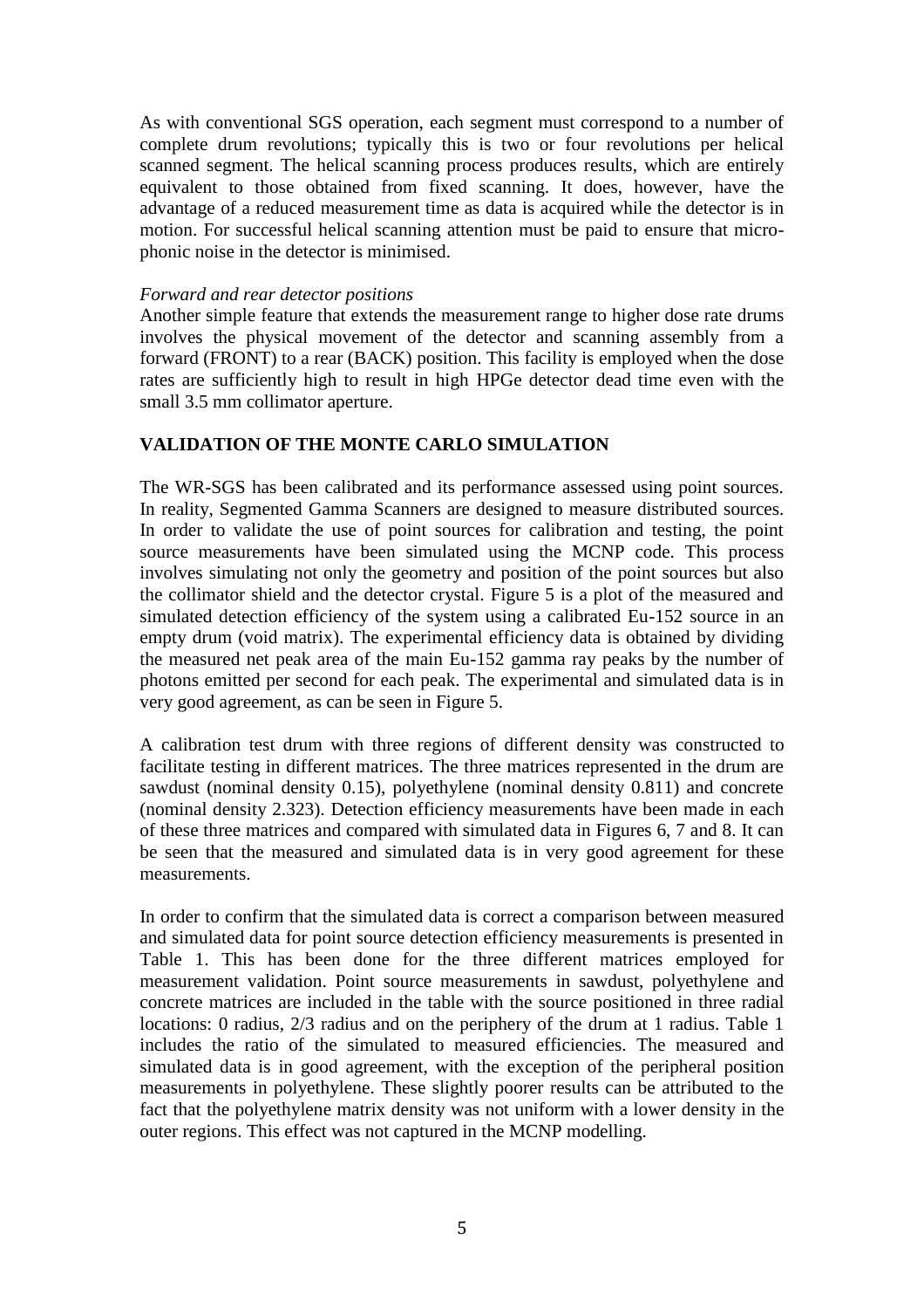As with conventional SGS operation, each segment must correspond to a number of complete drum revolutions; typically this is two or four revolutions per helical scanned segment. The helical scanning process produces results, which are entirely equivalent to those obtained from fixed scanning. It does, however, have the advantage of a reduced measurement time as data is acquired while the detector is in motion. For successful helical scanning attention must be paid to ensure that micro-phonic noise in the detector is minimised.

*Forward and rear detector positions*

Another simple feature that extends the measurement range to higher dose rate drums involves the physical movement of the detector and scanning assembly from a forward (FRONT) to a rear (BACK) position. This facility is employed when the dose rates are sufficiently high to result in high HPGe detector dead time even with the small 3.5 mm collimator aperture.

## VALIDATION OF THE MONTE CARLO SIMULATION

The WR-SGS has been calibrated and its performance assessed using point sources. In reality, Segmented Gamma Scanners are designed to measure distributed sources. In order to validate the use of point sources for calibration and testing, the point source measurements have been simulated using the MCNP code. This process involves simulating not only the geometry and position of the point sources but also the collimator shield and the detector crystal. Figure 5 is a plot of the measured and simulated detection efficiency of the system using a calibrated Eu-152 source in an empty drum (void matrix). The experimental efficiency data is obtained by dividing the measured net peak area of the main Eu-152 gamma ray peaks by the number of photons emitted per second for each peak. The experimental and simulated data is in very good agreement, as can be seen in Figure 5.

A calibration test drum with three regions of different density was constructed to facilitate testing in different matrices. The three matrices represented in the drum are sawdust (nominal density 0.15), polyethylene (nominal density 0.811) and concrete (nominal density 2.323). Detection efficiency measurements have been made in each of these three matrices and compared with simulated data in Figures 6, 7 and 8. It can be seen that the measured and simulated data is in very good agreement for these measurements.

In order to confirm that the simulated data is correct a comparison between measured and simulated data for point source detection efficiency measurements is presented in Table 1. This has been done for the three different matrices employed for measurement validation. Point source measurements in sawdust, polyethylene and concrete matrices are included in the table with the source positioned in three radial locations: 0 radius, 2/3 radius and on the periphery of the drum at 1 radius. Table 1 includes the ratio of the simulated to measured efficiencies. The measured and simulated data is in good agreement, with the exception of the peripheral position measurements in polyethylene. These slightly poorer results can be attributed to the fact that the polyethylene matrix density was not uniform with a lower density in the outer regions. This effect was not captured in the MCNP modelling.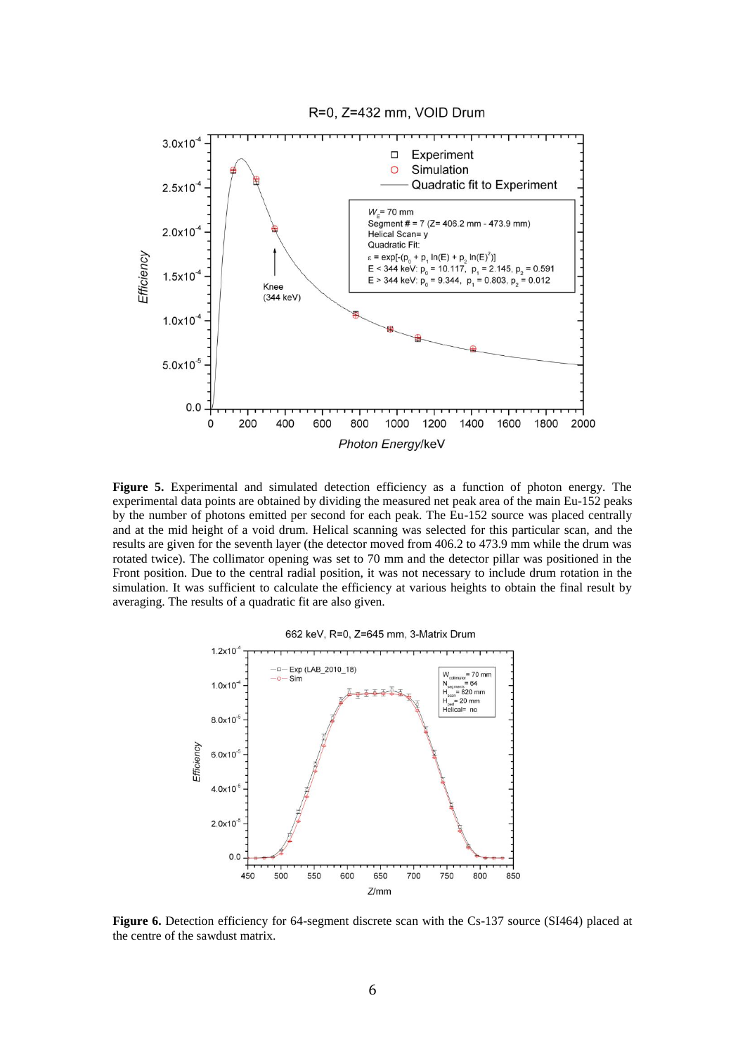R=0, Z=432 mm, VOID Drum

Experiment
Simulation
Quadratic fit to Experiment

$W_F$= 70 mm
Segment # = 7 (Z= 406.2 mm - 473.9 mm)
Helical Scan= y
Quadratic Fit:
$\varepsilon = \exp[-(p_0 + p_1 \ln(E) + p_2 \ln(E)^2)]$
E < 344 keV: $p_0$ = 10.117, $p_1$ = 2.145, $p_2$ = 0.591
E > 344 keV: $p_0$ = 9.344, $p_1$ = 0.803, $p_2$ = 0.012

Knee
(344 keV)

Efficiency

3.0x10$^{-4}$
2.5x10$^{-4}$
2.0x10$^{-4}$
1.5x10$^{-4}$
1.0x10$^{-4}$
5.0x10$^{-5}$
0.0

0 200 400 600 800 1000 1200 1400 1600 1800 2000

Photon Energy/keV

**Figure 5.** Experimental and simulated detection efficiency as a function of photon energy. The experimental data points are obtained by dividing the measured net peak area of the main Eu-152 peaks by the number of photons emitted per second for each peak. The Eu-152 source was placed centrally and at the mid height of a void drum. Helical scanning was selected for this particular scan, and the results are given for the seventh layer (the detector moved from 406.2 to 473.9 mm while the drum was rotated twice). The collimator opening was set to 70 mm and the detector pillar was positioned in the Front position. Due to the central radial position, it was not necessary to include drum rotation in the simulation. It was sufficient to calculate the efficiency at various heights to obtain the final result by averaging. The results of a quadratic fit are also given.

662 keV, R=0, Z=645 mm, 3-Matrix Drum

Exp (LAB_2010_18)
Sim

$W_{collimator}$= 70 mm
$N_{segments}$= 64
$H_{scan}$= 820 mm
$H_{seg}$= 20 mm
Helical= no

Efficiency

1.2x10$^{-4}$
1.0x10$^{-4}$
8.0x10$^{-5}$
6.0x10$^{-5}$
4.0x10$^{-5}$
2.0x10$^{-5}$
0.0

450 500 550 600 650 700 750 800 850

Z/mm

**Figure 6.** Detection efficiency for 64-segment discrete scan with the Cs-137 source (SI464) placed at the centre of the sawdust matrix.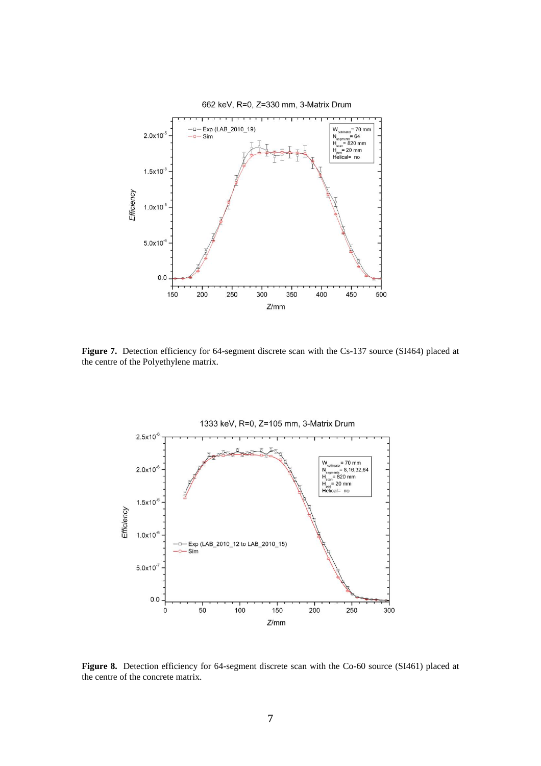662 keV, R=0, Z=330 mm, 3-Matrix Drum

Exp (LAB_2010_19)
Sim

$W_{collimator}$ = 70 mm
$N_{segments}$ = 64
$H_{scan}$ = 820 mm
$H_{ped}$ = 20 mm
Helical= no

Efficiency

2.0x10$^{-5}$
1.5x10$^{-5}$
1.0x10$^{-5}$
5.0x10$^{-6}$
0.0

150 200 250 300 350 400 450 500

Z/mm

**Figure 7.** Detection efficiency for 64-segment discrete scan with the Cs-137 source (SI464) placed at the centre of the Polyethylene matrix.

1333 keV, R=0, Z=105 mm, 3-Matrix Drum

$W_{collimator}$ = 70 mm
$N_{segments}$ = 8,16,32,64
$H_{scan}$ = 820 mm
$H_{ped}$ = 20 mm
Helical= no

Exp (LAB_2010_12 to LAB_2010_15)
Sim

Efficiency

2.5x10$^{-6}$
2.0x10$^{-6}$
1.5x10$^{-6}$
1.0x10$^{-6}$
5.0x10$^{-7}$
0.0

0 50 100 150 200 250 300

Z/mm

**Figure 8.** Detection efficiency for 64-segment discrete scan with the Co-60 source (SI461) placed at the centre of the concrete matrix.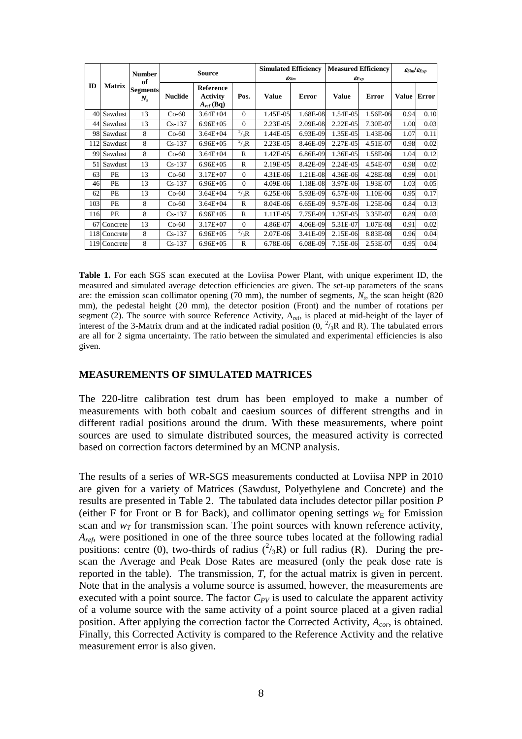| ID | Matrix | Number of Segments $N_s$ | Source | | | Simulated Efficiency $\varepsilon_{Sim}$ | | Measured Efficiency $\varepsilon_{Exp}$ | | $\varepsilon_{Sim}/\varepsilon_{Exp}$ | |
|---|---|---|---|---|---|---|---|---|---|---|---|
| | | | Nuclide | Reference Activity $A_{ref}$ (Bq) | Pos. | Value | Error | Value | Error | Value | Error |
| 40 | Sawdust | 13 | Co-60 | 3.64E+04 | 0 | 1.45E-05 | 1.68E-08 | 1.54E-05 | 1.56E-06 | 0.94 | 0.10 |
| 44 | Sawdust | 13 | Cs-137 | 6.96E+05 | 0 | 2.23E-05 | 2.09E-08 | 2.22E-05 | 7.30E-07 | 1.00 | 0.03 |
| 98 | Sawdust | 8 | Co-60 | 3.64E+04 | $^2/_3$R | 1.44E-05 | 6.93E-09 | 1.35E-05 | 1.43E-06 | 1.07 | 0.11 |
| 112 | Sawdust | 8 | Cs-137 | 6.96E+05 | $^2/_3$R | 2.23E-05 | 8.46E-09 | 2.27E-05 | 4.51E-07 | 0.98 | 0.02 |
| 99 | Sawdust | 8 | Co-60 | 3.64E+04 | R | 1.42E-05 | 6.86E-09 | 1.36E-05 | 1.58E-06 | 1.04 | 0.12 |
| 51 | Sawdust | 13 | Cs-137 | 6.96E+05 | R | 2.19E-05 | 8.42E-09 | 2.24E-05 | 4.54E-07 | 0.98 | 0.02 |
| 63 | PE | 13 | Co-60 | 3.17E+07 | 0 | 4.31E-06 | 1.21E-08 | 4.36E-06 | 4.28E-08 | 0.99 | 0.01 |
| 46 | PE | 13 | Cs-137 | 6.96E+05 | 0 | 4.09E-06 | 1.18E-08 | 3.97E-06 | 1.93E-07 | 1.03 | 0.05 |
| 62 | PE | 13 | Co-60 | 3.64E+04 | $^2/_3$R | 6.25E-06 | 5.93E-09 | 6.57E-06 | 1.10E-06 | 0.95 | 0.17 |
| 103 | PE | 8 | Co-60 | 3.64E+04 | R | 8.04E-06 | 6.65E-09 | 9.57E-06 | 1.25E-06 | 0.84 | 0.13 |
| 116 | PE | 8 | Cs-137 | 6.96E+05 | R | 1.11E-05 | 7.75E-09 | 1.25E-05 | 3.35E-07 | 0.89 | 0.03 |
| 67 | Concrete | 13 | Co-60 | 3.17E+07 | 0 | 4.86E-07 | 4.06E-09 | 5.31E-07 | 1.07E-08 | 0.91 | 0.02 |
| 118 | Concrete | 8 | Cs-137 | 6.96E+05 | $^2/_3$R | 2.07E-06 | 3.41E-09 | 2.15E-06 | 8.83E-08 | 0.96 | 0.04 |
| 119 | Concrete | 8 | Cs-137 | 6.96E+05 | R | 6.78E-06 | 6.08E-09 | 7.15E-06 | 2.53E-07 | 0.95 | 0.04 |

**Table 1.** For each SGS scan executed at the Loviisa Power Plant, with unique experiment ID, the measured and simulated average detection efficiencies are given. The set-up parameters of the scans are: the emission scan collimator opening (70 mm), the number of segments, $N_s$, the scan height (820 mm), the pedestal height (20 mm), the detector position (Front) and the number of rotations per segment (2). The source with source Reference Activity, $A_{ref}$, is placed at mid-height of the layer of interest of the 3-Matrix drum and at the indicated radial position (0, $^2/_3$R and R). The tabulated errors are all for 2 sigma uncertainty. The ratio between the simulated and experimental efficiencies is also given.

## MEASUREMENTS OF SIMULATED MATRICES

The 220-litre calibration test drum has been employed to make a number of measurements with both cobalt and caesium sources of different strengths and in different radial positions around the drum. With these measurements, where point sources are used to simulate distributed sources, the measured activity is corrected based on correction factors determined by an MCNP analysis.

The results of a series of WR-SGS measurements conducted at Loviisa NPP in 2010 are given for a variety of Matrices (Sawdust, Polyethylene and Concrete) and the results are presented in Table 2. The tabulated data includes detector pillar position $P$ (either F for Front or B for Back), and collimator opening settings $w_E$ for Emission scan and $w_T$ for transmission scan. The point sources with known reference activity, $A_{ref}$, were positioned in one of the three source tubes located at the following radial positions: centre (0), two-thirds of radius ($^2/_3$R) or full radius (R). During the pre-scan the Average and Peak Dose Rates are measured (only the peak dose rate is reported in the table). The transmission, $T$, for the actual matrix is given in percent. Note that in the analysis a volume source is assumed, however, the measurements are executed with a point source. The factor $C_{PV}$ is used to calculate the apparent activity of a volume source with the same activity of a point source placed at a given radial position. After applying the correction factor the Corrected Activity, $A_{cor}$, is obtained. Finally, this Corrected Activity is compared to the Reference Activity and the relative measurement error is also given.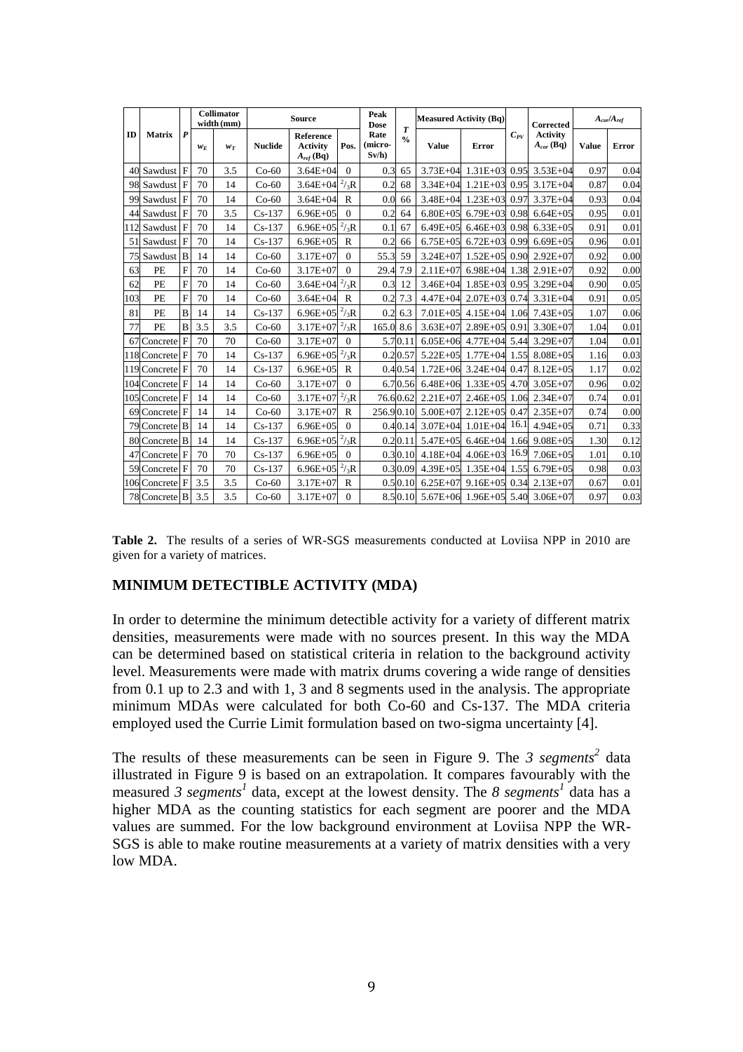| ID | Matrix | $P$ | Collimator width (mm) | | Source | | | Peak Dose Rate (micro-Sv/h) | $T$ % | Measured Activity (Bq) | | $C_{PV}$ | Corrected Activity $A_{cor}$ (Bq) | $A_{cor}/A_{ref}$ | |
|---|---|---|---|---|---|---|---|---|---|---|---|---|---|---|---|
| | | | $w_E$ | $w_T$ | Nuclide | Reference Activity $A_{ref}$ (Bq) | Pos. | | | Value | Error | | | Value | Error |
| 40 | Sawdust | F | 70 | 3.5 | Co-60 | 3.64E+04 | 0 | 0.3 | 65 | 3.73E+04 | 1.31E+03 | 0.95 | 3.53E+04 | 0.97 | 0.04 |
| 98 | Sawdust | F | 70 | 14 | Co-60 | 3.64E+04 | $^2/_3$R | 0.2 | 68 | 3.34E+04 | 1.21E+03 | 0.95 | 3.17E+04 | 0.87 | 0.04 |
| 99 | Sawdust | F | 70 | 14 | Co-60 | 3.64E+04 | R | 0.0 | 66 | 3.48E+04 | 1.23E+03 | 0.97 | 3.37E+04 | 0.93 | 0.04 |
| 44 | Sawdust | F | 70 | 3.5 | Cs-137 | 6.96E+05 | 0 | 0.2 | 64 | 6.80E+05 | 6.79E+03 | 0.98 | 6.64E+05 | 0.95 | 0.01 |
| 112 | Sawdust | F | 70 | 14 | Cs-137 | 6.96E+05 | $^2/_3$R | 0.1 | 67 | 6.49E+05 | 6.46E+03 | 0.98 | 6.33E+05 | 0.91 | 0.01 |
| 51 | Sawdust | F | 70 | 14 | Cs-137 | 6.96E+05 | R | 0.2 | 66 | 6.75E+05 | 6.72E+03 | 0.99 | 6.69E+05 | 0.96 | 0.01 |
| 75 | Sawdust | B | 14 | 14 | Co-60 | 3.17E+07 | 0 | 55.3 | 59 | 3.24E+07 | 1.52E+05 | 0.90 | 2.92E+07 | 0.92 | 0.00 |
| 63 | PE | F | 70 | 14 | Co-60 | 3.17E+07 | 0 | 29.4 | 7.9 | 2.11E+07 | 6.98E+04 | 1.38 | 2.91E+07 | 0.92 | 0.00 |
| 62 | PE | F | 70 | 14 | Co-60 | 3.64E+04 | $^2/_3$R | 0.3 | 12 | 3.46E+04 | 1.85E+03 | 0.95 | 3.29E+04 | 0.90 | 0.05 |
| 103 | PE | F | 70 | 14 | Co-60 | 3.64E+04 | R | 0.2 | 7.3 | 4.47E+04 | 2.07E+03 | 0.74 | 3.31E+04 | 0.91 | 0.05 |
| 81 | PE | B | 14 | 14 | Cs-137 | 6.96E+05 | $^2/_3$R | 0.2 | 6.3 | 7.01E+05 | 4.15E+04 | 1.06 | 7.43E+05 | 1.07 | 0.06 |
| 77 | PE | B | 3.5 | 3.5 | Co-60 | 3.17E+07 | $^2/_3$R | 165.0 | 8.6 | 3.63E+07 | 2.89E+05 | 0.91 | 3.30E+07 | 1.04 | 0.01 |
| 67 | Concrete | F | 70 | 70 | Co-60 | 3.17E+07 | 0 | 5.7 | 0.11 | 6.05E+06 | 4.77E+04 | 5.44 | 3.29E+07 | 1.04 | 0.01 |
| 118 | Concrete | F | 70 | 14 | Cs-137 | 6.96E+05 | $^2/_3$R | 0.2 | 0.57 | 5.22E+05 | 1.77E+04 | 1.55 | 8.08E+05 | 1.16 | 0.03 |
| 119 | Concrete | F | 70 | 14 | Cs-137 | 6.96E+05 | R | 0.4 | 0.54 | 1.72E+06 | 3.24E+04 | 0.47 | 8.12E+05 | 1.17 | 0.02 |
| 104 | Concrete | F | 14 | 14 | Co-60 | 3.17E+07 | 0 | 6.7 | 0.56 | 6.48E+06 | 1.33E+05 | 4.70 | 3.05E+07 | 0.96 | 0.02 |
| 105 | Concrete | F | 14 | 14 | Co-60 | 3.17E+07 | $^2/_3$R | 76.6 | 0.62 | 2.21E+07 | 2.46E+05 | 1.06 | 2.34E+07 | 0.74 | 0.01 |
| 69 | Concrete | F | 14 | 14 | Co-60 | 3.17E+07 | R | 256.9 | 0.10 | 5.00E+07 | 2.12E+05 | 0.47 | 2.35E+07 | 0.74 | 0.00 |
| 79 | Concrete | B | 14 | 14 | Cs-137 | 6.96E+05 | 0 | 0.4 | 0.14 | 3.07E+04 | 1.01E+04 | 16.1 | 4.94E+05 | 0.71 | 0.33 |
| 80 | Concrete | B | 14 | 14 | Cs-137 | 6.96E+05 | $^2/_3$R | 0.2 | 0.11 | 5.47E+05 | 6.46E+04 | 1.66 | 9.08E+05 | 1.30 | 0.12 |
| 47 | Concrete | F | 70 | 70 | Cs-137 | 6.96E+05 | 0 | 0.3 | 0.10 | 4.18E+04 | 4.06E+03 | 16.9 | 7.06E+05 | 1.01 | 0.10 |
| 59 | Concrete | F | 70 | 70 | Cs-137 | 6.96E+05 | $^2/_3$R | 0.3 | 0.09 | 4.39E+05 | 1.35E+04 | 1.55 | 6.79E+05 | 0.98 | 0.03 |
| 106 | Concrete | F | 3.5 | 3.5 | Co-60 | 3.17E+07 | R | 0.5 | 0.10 | 6.25E+07 | 9.16E+05 | 0.34 | 2.13E+07 | 0.67 | 0.01 |
| 78 | Concrete | B | 3.5 | 3.5 | Co-60 | 3.17E+07 | 0 | 8.5 | 0.10 | 5.67E+06 | 1.96E+05 | 5.40 | 3.06E+07 | 0.97 | 0.03 |

**Table 2.** The results of a series of WR-SGS measurements conducted at Loviisa NPP in 2010 are given for a variety of matrices.

## MINIMUM DETECTIBLE ACTIVITY (MDA)

In order to determine the minimum detectible activity for a variety of different matrix densities, measurements were made with no sources present. In this way the MDA can be determined based on statistical criteria in relation to the background activity level. Measurements were made with matrix drums covering a wide range of densities from 0.1 up to 2.3 and with 1, 3 and 8 segments used in the analysis. The appropriate minimum MDAs were calculated for both Co-60 and Cs-137. The MDA criteria employed used the Currie Limit formulation based on two-sigma uncertainty [4].

The results of these measurements can be seen in Figure 9. The *3 segments*[2] data illustrated in Figure 9 is based on an extrapolation. It compares favourably with the measured *3 segments*[1] data, except at the lowest density. The *8 segments*[1] data has a higher MDA as the counting statistics for each segment are poorer and the MDA values are summed. For the low background environment at Loviisa NPP the WR-SGS is able to make routine measurements at a variety of matrix densities with a very low MDA.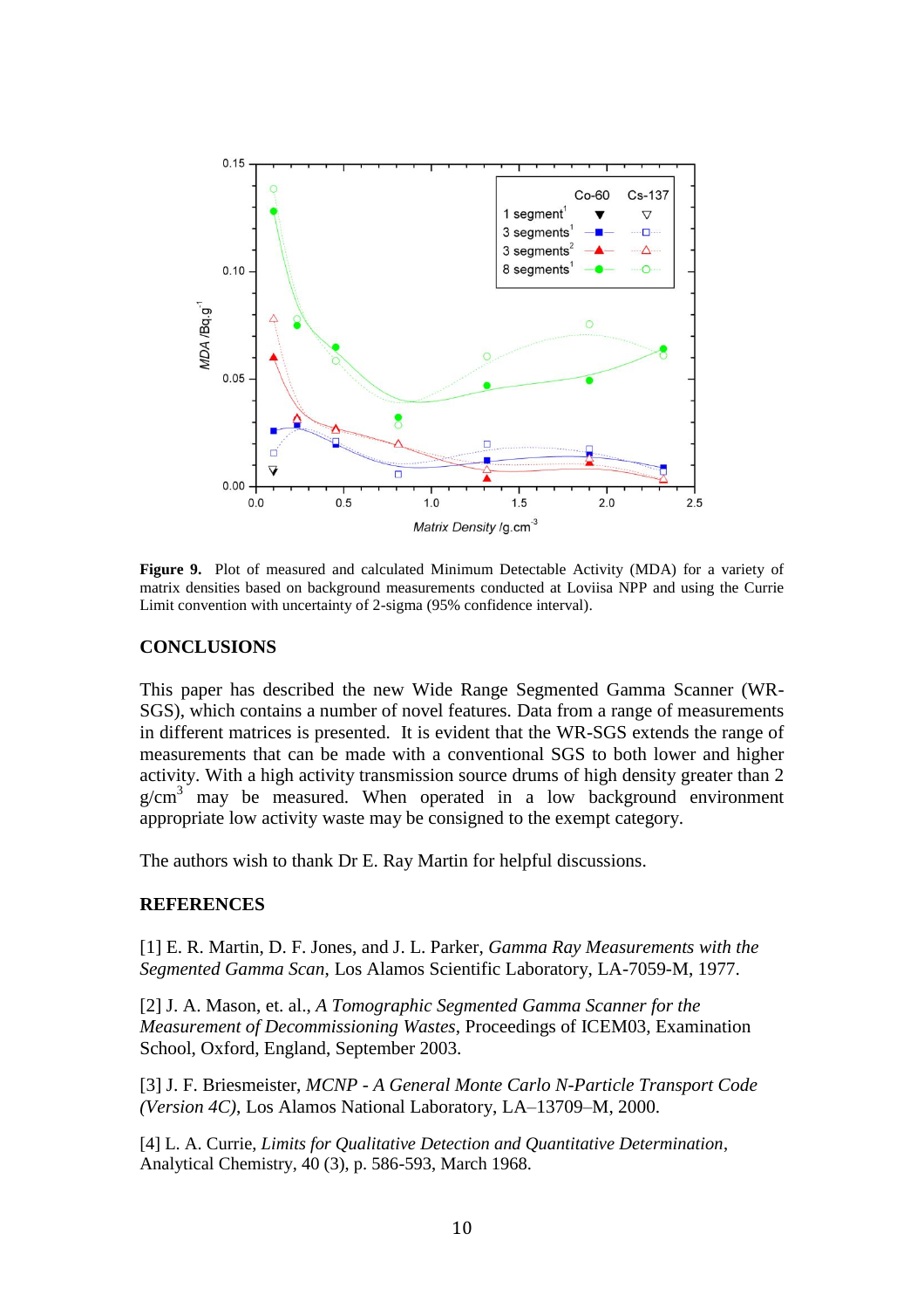0.15

0.10

0.05

0.00

MDA /Bq.g$^{-1}$

0.0 0.5 1.0 1.5 2.0 2.5

Matrix Density /g.cm$^{-3}$

Co-60 Cs-137

1 segment[1]

3 segments[1]

3 segments[2]

8 segments[1]

**Figure 9.** Plot of measured and calculated Minimum Detectable Activity (MDA) for a variety of matrix densities based on background measurements conducted at Loviisa NPP and using the Currie Limit convention with uncertainty of 2-sigma (95% confidence interval).

## CONCLUSIONS

This paper has described the new Wide Range Segmented Gamma Scanner (WR-SGS), which contains a number of novel features. Data from a range of measurements in different matrices is presented. It is evident that the WR-SGS extends the range of measurements that can be made with a conventional SGS to both lower and higher activity. With a high activity transmission source drums of high density greater than 2 g/cm$^3$ may be measured. When operated in a low background environment appropriate low activity waste may be consigned to the exempt category.

The authors wish to thank Dr E. Ray Martin for helpful discussions.

## REFERENCES

[1] E. R. Martin, D. F. Jones, and J. L. Parker, *Gamma Ray Measurements with the Segmented Gamma Scan*, Los Alamos Scientific Laboratory, LA-7059-M, 1977.

[2] J. A. Mason, et. al., *A Tomographic Segmented Gamma Scanner for the Measurement of Decommissioning Wastes*, Proceedings of ICEM03, Examination School, Oxford, England, September 2003.

[3] J. F. Briesmeister, *MCNP - A General Monte Carlo N-Particle Transport Code (Version 4C)*, Los Alamos National Laboratory, LA–13709–M, 2000.

[4] L. A. Currie, *Limits for Qualitative Detection and Quantitative Determination*, Analytical Chemistry, 40 (3), p. 586-593, March 1968.